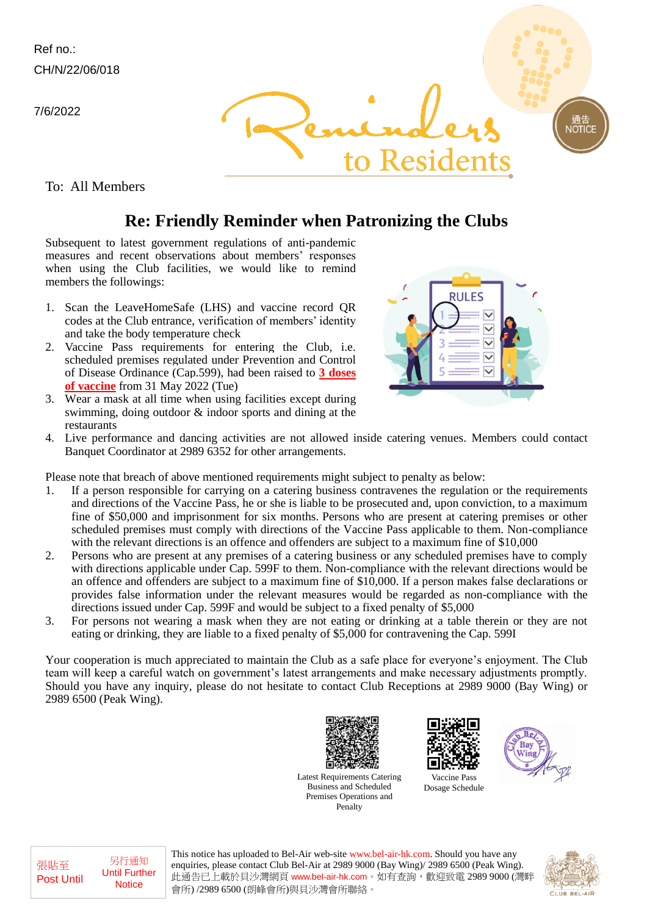Ref no.:
CH/N/22/06/018

7/6/2022

Reminders to Residents

通告 NOTICE

To: All Members

## Re: Friendly Reminder when Patronizing the Clubs

Subsequent to latest government regulations of anti-pandemic measures and recent observations about members' responses when using the Club facilities, we would like to remind members the followings:

1. Scan the LeaveHomeSafe (LHS) and vaccine record QR codes at the Club entrance, verification of members' identity and take the body temperature check
2. Vaccine Pass requirements for entering the Club, i.e. scheduled premises regulated under Prevention and Control of Disease Ordinance (Cap.599), had been raised to **3 doses of vaccine** from 31 May 2022 (Tue)
3. Wear a mask at all time when using facilities except during swimming, doing outdoor & indoor sports and dining at the restaurants
4. Live performance and dancing activities are not allowed inside catering venues. Members could contact Banquet Coordinator at 2989 6352 for other arrangements.

Please note that breach of above mentioned requirements might subject to penalty as below:

1. If a person responsible for carrying on a catering business contravenes the regulation or the requirements and directions of the Vaccine Pass, he or she is liable to be prosecuted and, upon conviction, to a maximum fine of $50,000 and imprisonment for six months. Persons who are present at catering premises or other scheduled premises must comply with directions of the Vaccine Pass applicable to them. Non-compliance with the relevant directions is an offence and offenders are subject to a maximum fine of $10,000
2. Persons who are present at any premises of a catering business or any scheduled premises have to comply with directions applicable under Cap. 599F to them. Non-compliance with the relevant directions would be an offence and offenders are subject to a maximum fine of $10,000. If a person makes false declarations or provides false information under the relevant measures would be regarded as non-compliance with the directions issued under Cap. 599F and would be subject to a fixed penalty of $5,000
3. For persons not wearing a mask when they are not eating or drinking at a table therein or they are not eating or drinking, they are liable to a fixed penalty of $5,000 for contravening the Cap. 599I

Your cooperation is much appreciated to maintain the Club as a safe place for everyone's enjoyment. The Club team will keep a careful watch on government's latest arrangements and make necessary adjustments promptly. Should you have any inquiry, please do not hesitate to contact Club Receptions at 2989 9000 (Bay Wing) or 2989 6500 (Peak Wing).

Latest Requirements Catering Business and Scheduled Premises Operations and Penalty

Vaccine Pass Dosage Schedule

Club Bel-Air Bay Wing

| 張貼至 Post Until | 另行通知 Until Further Notice |
|---|---|

This notice has uploaded to Bel-Air web-site www.bel-air-hk.com. Should you have any enquiries, please contact Club Bel-Air at 2989 9000 (Bay Wing)/ 2989 6500 (Peak Wing).
此通告已上載於貝沙灣網頁 www.bel-air-hk.com。如有查詢，歡迎致電 2989 9000 (灣畔會所) /2989 6500 (朗峰會所)與貝沙灣會所聯絡。

CLUB BEL-AIR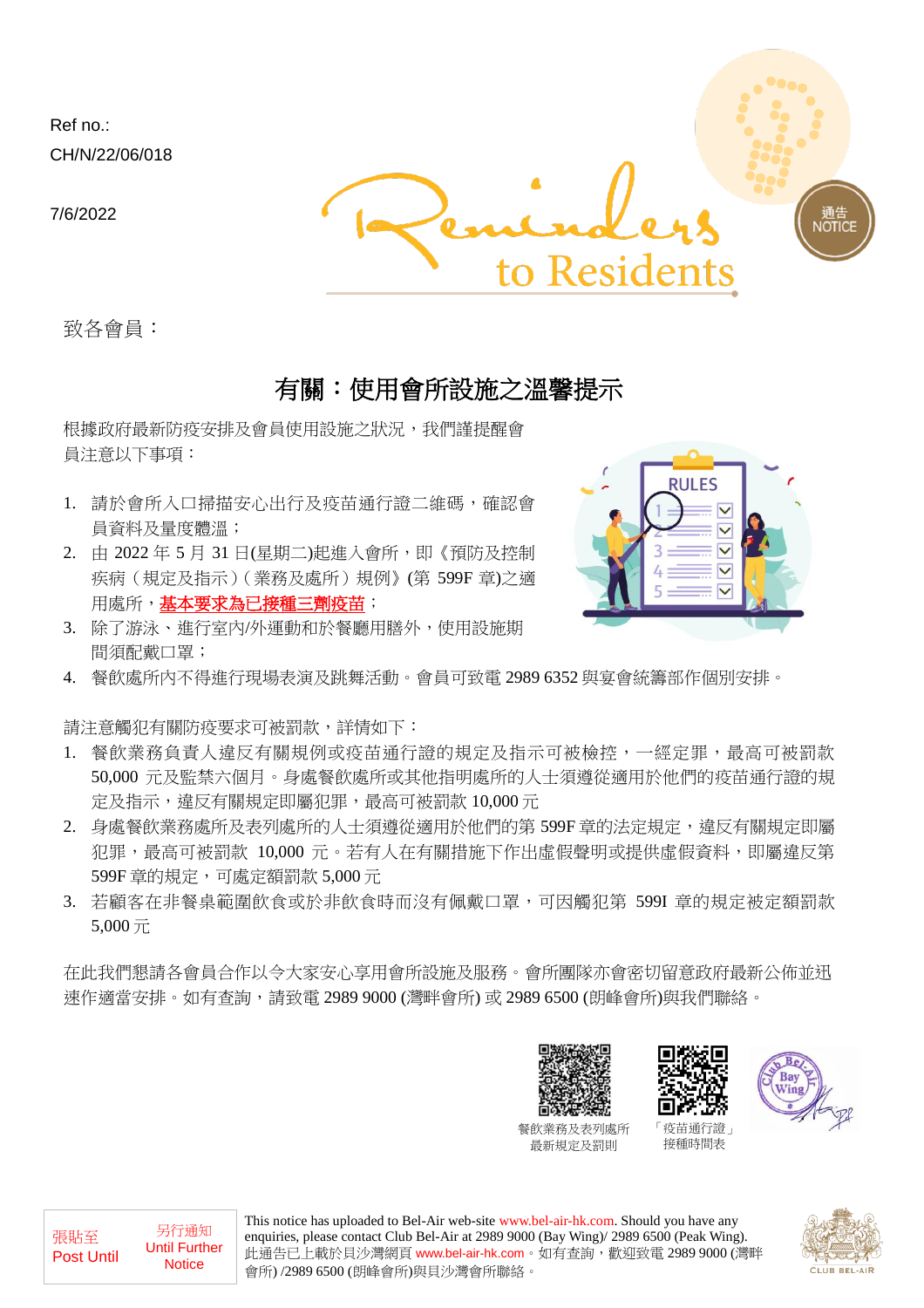Ref no.:
CH/N/22/06/018

7/6/2022

Reminders to Residents

通告 NOTICE

致各會員：

# 有關：使用會所設施之溫馨提示

根據政府最新防疫安排及會員使用設施之狀況，我們謹提醒會員注意以下事項：

1. 請於會所入口掃描安心出行及疫苗通行證二維碼，確認會員資料及量度體溫；
2. 由 2022 年 5 月 31 日(星期二)起進入會所，即《預防及控制疾病（規定及指示）（業務及處所）規例》(第 599F 章)之適用處所，**基本要求為已接種三劑疫苗**；
3. 除了游泳、進行室內/外運動和於餐廳用膳外，使用設施期間須配戴口罩；
4. 餐飲處所內不得進行現場表演及跳舞活動。會員可致電 2989 6352 與宴會統籌部作個別安排。

請注意觸犯有關防疫要求可被罰款，詳情如下：

1. 餐飲業務負責人違反有關規例或疫苗通行證的規定及指示可被檢控，一經定罪，最高可被罰款 50,000 元及監禁六個月。身處餐飲處所或其他指明處所的人士須遵從適用於他們的疫苗通行證的規定及指示，違反有關規定即屬犯罪，最高可被罰款 10,000 元
2. 身處餐飲業務處所及表列處所的人士須遵從適用於他們的第 599F 章的法定規定，違反有關規定即屬犯罪，最高可被罰款 10,000 元。若有人在有關措施下作出虛假聲明或提供虛假資料，即屬違反第 599F 章的規定，可處定額罰款 5,000 元
3. 若顧客在非餐桌範圍飲食或於非飲食時而沒有佩戴口罩，可因觸犯第 599I 章的規定被定額罰款 5,000 元

在此我們懇請各會員合作以令大家安心享用會所設施及服務。會所團隊亦會密切留意政府最新公佈並迅速作適當安排。如有查詢，請致電 2989 9000 (灣畔會所) 或 2989 6500 (朗峰會所)與我們聯絡。

餐飲業務及表列處所最新規定及罰則

「疫苗通行證」接種時間表

Club Bel-Air Bay Wing

| 張貼至 Post Until | 另行通知 Until Further Notice |
|---|---|

This notice has uploaded to Bel-Air web-site www.bel-air-hk.com. Should you have any enquiries, please contact Club Bel-Air at 2989 9000 (Bay Wing)/ 2989 6500 (Peak Wing).
此通告已上載於貝沙灣網頁 www.bel-air-hk.com。如有查詢，歡迎致電 2989 9000 (灣畔會所) /2989 6500 (朗峰會所)與貝沙灣會所聯絡。

CLUB BEL-AIR